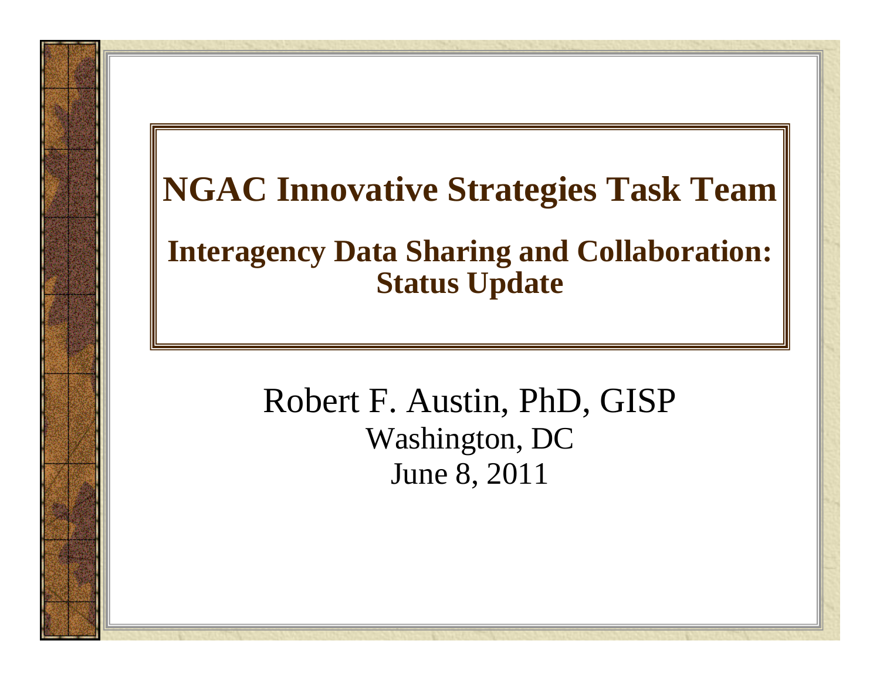# NGAC Innovative Strategies Task Team

## Interagency Data Sharing and Collaboration: Status Update

Robert F. Austin, PhD, GISP

Washington, DC

June 8, 2011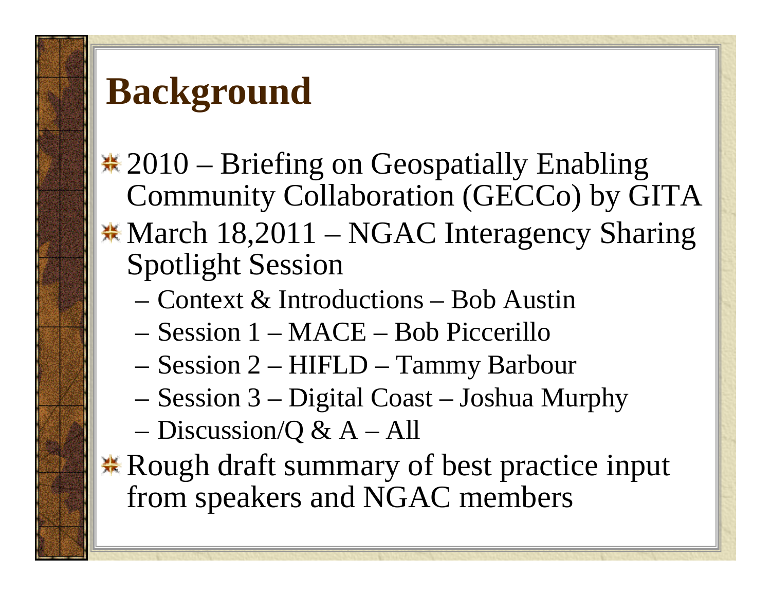# Background

- 2010 – Briefing on Geospatially Enabling Community Collaboration (GECCo) by GITA
- March 18,2011 – NGAC Interagency Sharing Spotlight Session
  - Context & Introductions – Bob Austin
  - Session 1 – MACE – Bob Piccerillo
  - Session 2 – HIFLD – Tammy Barbour
  - Session 3 – Digital Coast – Joshua Murphy
  - Discussion/Q & A – All
- Rough draft summary of best practice input from speakers and NGAC members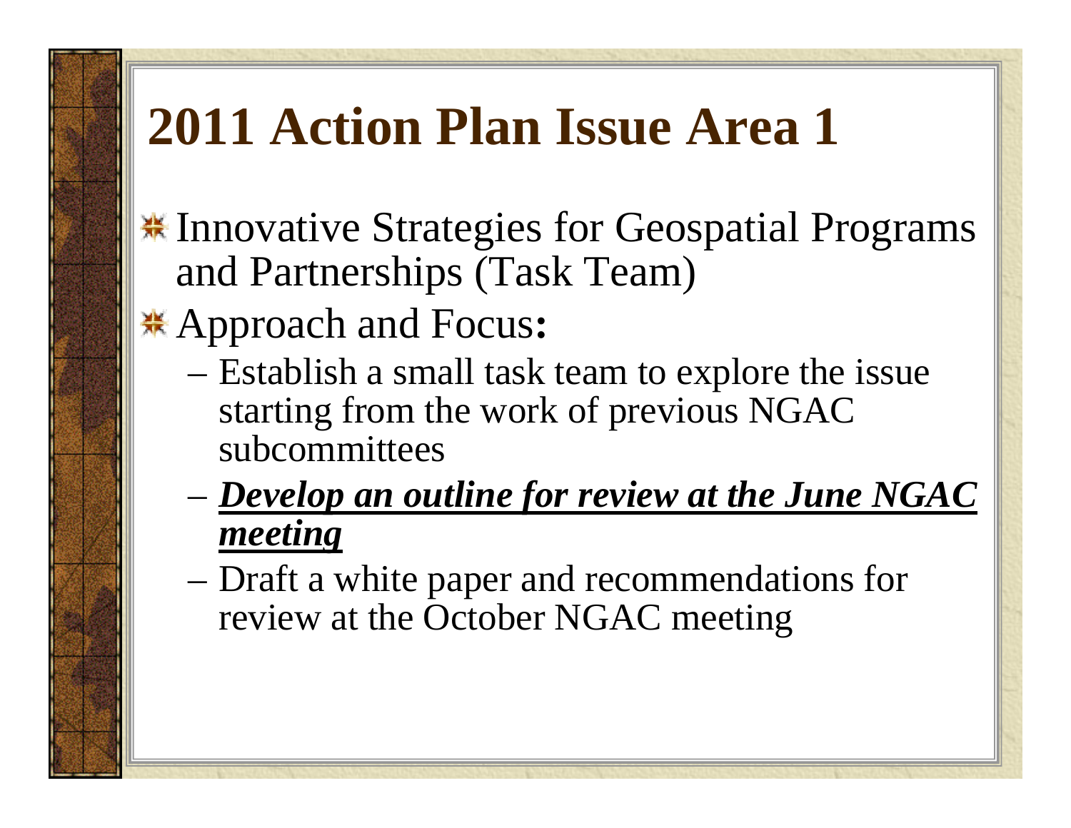# 2011 Action Plan Issue Area 1

- Innovative Strategies for Geospatial Programs and Partnerships (Task Team)
- Approach and Focus:
  - Establish a small task team to explore the issue starting from the work of previous NGAC subcommittees
  - ***<u>Develop an outline for review at the June NGAC meeting</u>***
  - Draft a white paper and recommendations for review at the October NGAC meeting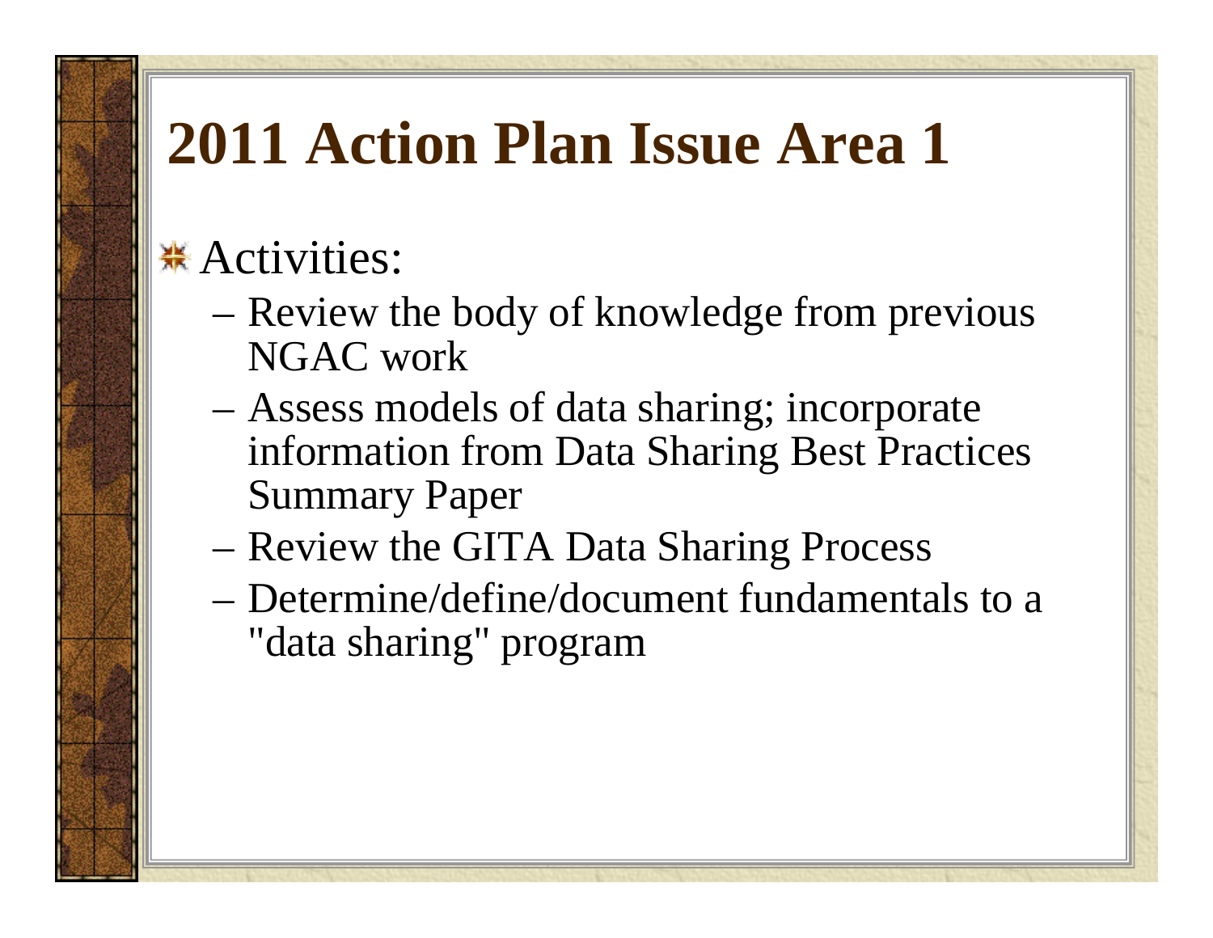# 2011 Action Plan Issue Area 1

- Activities:
  - Review the body of knowledge from previous NGAC work
  - Assess models of data sharing; incorporate information from Data Sharing Best Practices Summary Paper
  - Review the GITA Data Sharing Process
  - Determine/define/document fundamentals to a "data sharing" program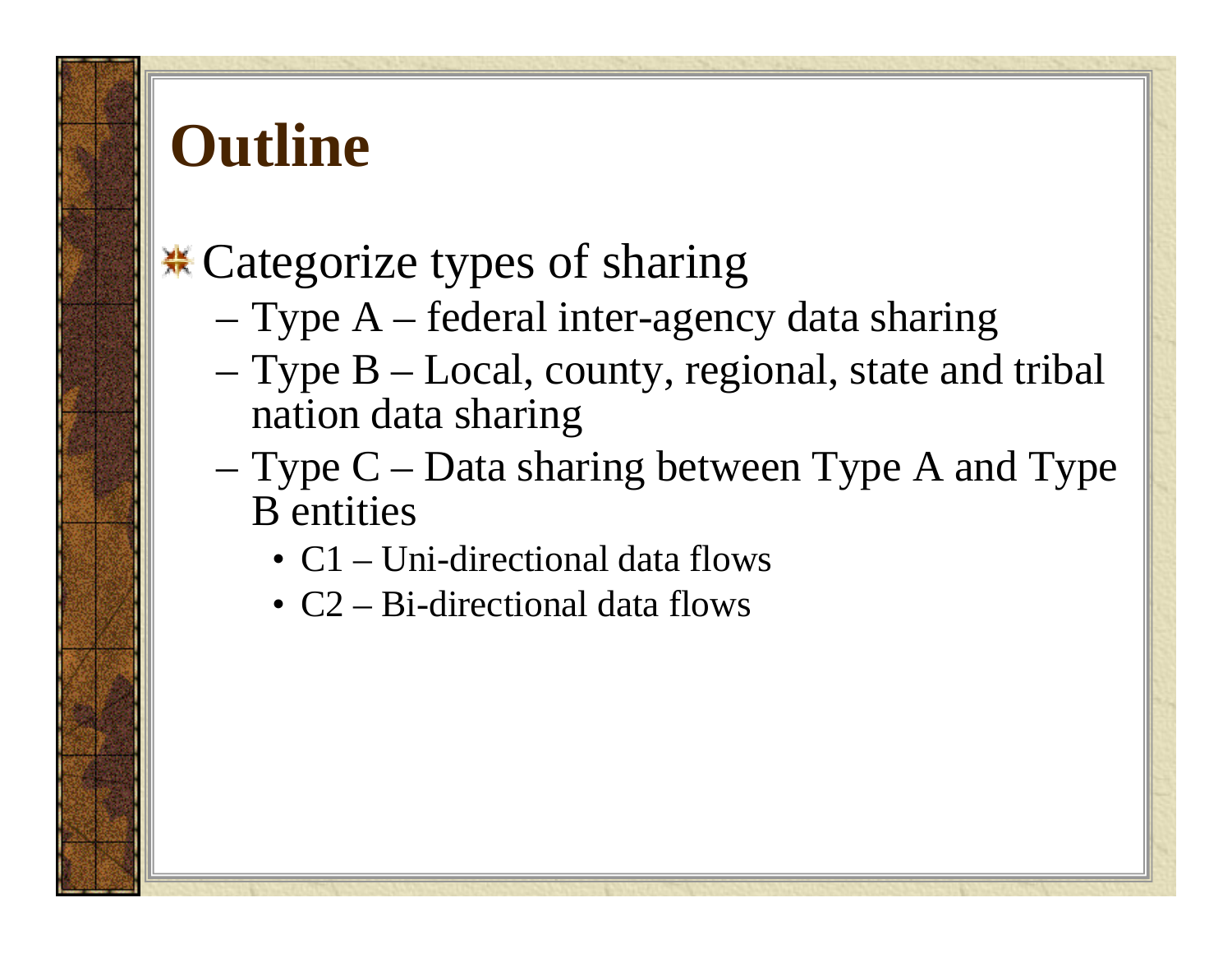# Outline

- Categorize types of sharing
  - Type A – federal inter-agency data sharing
  - Type B – Local, county, regional, state and tribal nation data sharing
  - Type C – Data sharing between Type A and Type B entities
    - C1 – Uni-directional data flows
    - C2 – Bi-directional data flows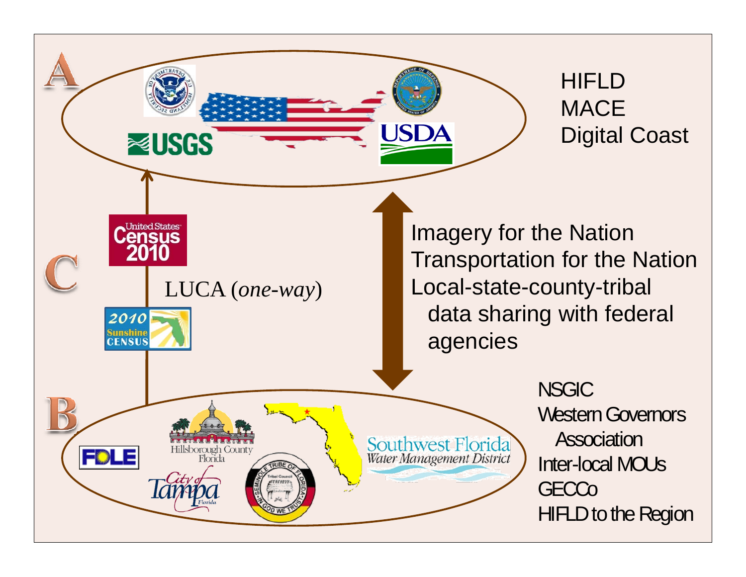**A**

HIFLD
MACE
Digital Coast

**C**

LUCA (*one-way*)

Imagery for the Nation
Transportation for the Nation
Local-state-county-tribal
data sharing with federal
agencies

**B**

NSGIC
Western Governors
Association
Inter-local MOUs
GECCo
HIFLD to the Region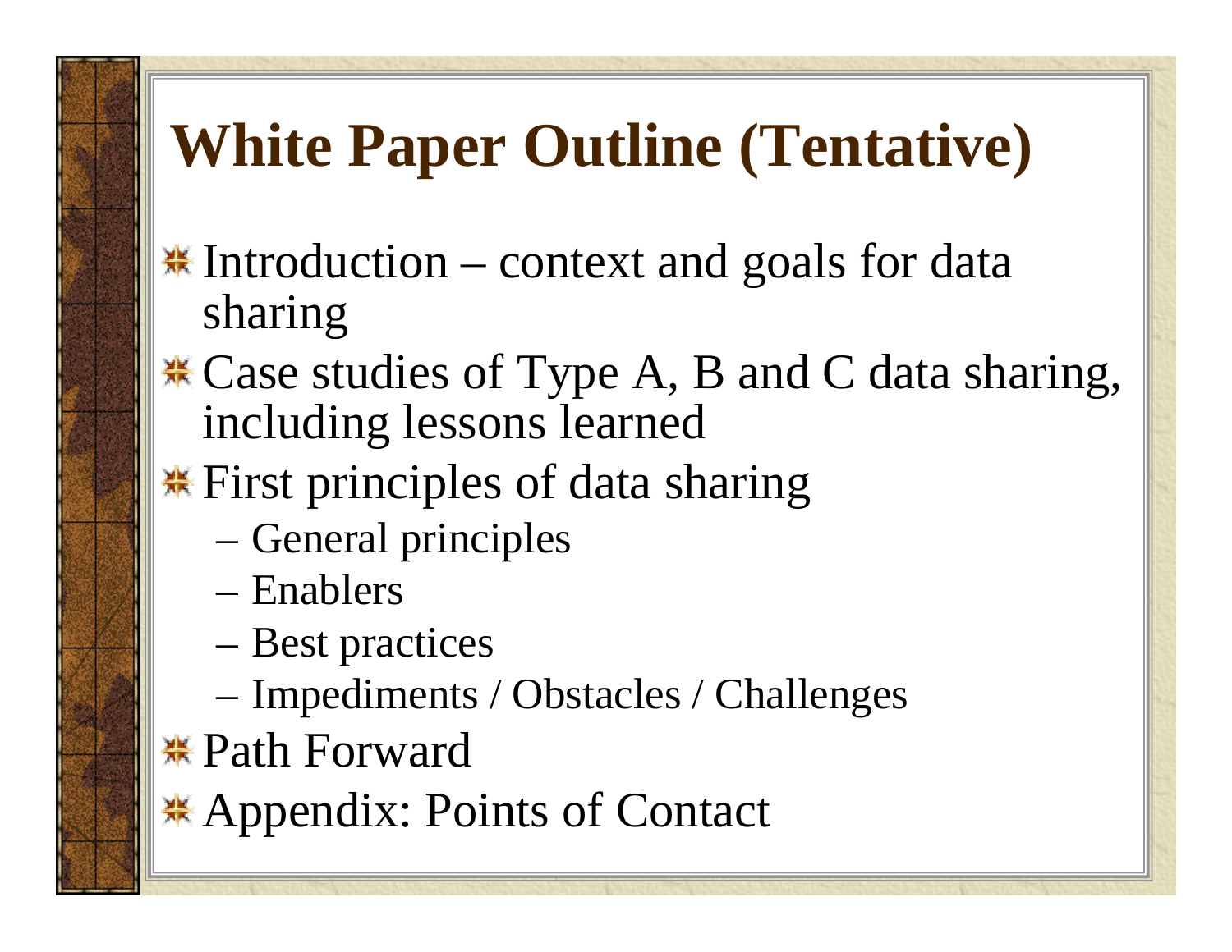# White Paper Outline (Tentative)

- Introduction – context and goals for data sharing
- Case studies of Type A, B and C data sharing, including lessons learned
- First principles of data sharing
  - General principles
  - Enablers
  - Best practices
  - Impediments / Obstacles / Challenges
- Path Forward
- Appendix: Points of Contact